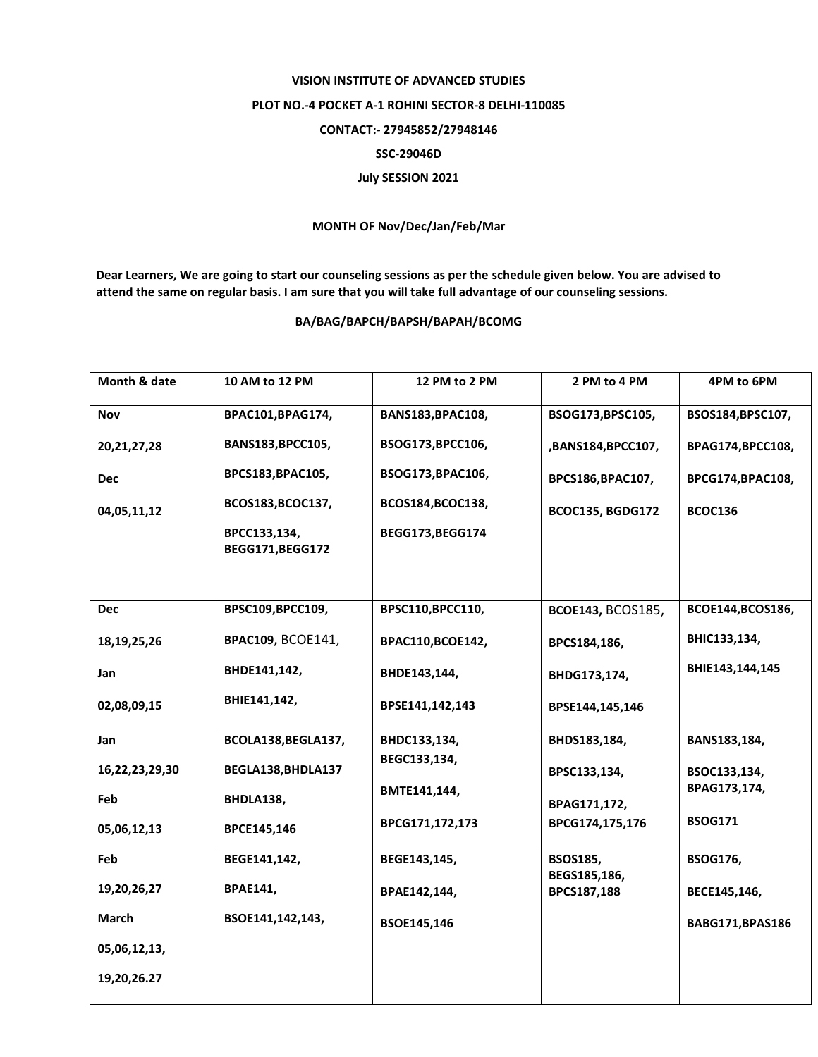**VISION INSTITUTE OF ADVANCED STUDIES**

**PLOT NO.-4 POCKET A-1 ROHINI SECTOR-8 DELHI-110085**

**CONTACT:- 27945852/27948146**

**SSC-29046D**

**July SESSION 2021**

**MONTH OF Nov/Dec/Jan/Feb/Mar**

**Dear Learners, We are going to start our counseling sessions as per the schedule given below. You are advised to attend the same on regular basis. I am sure that you will take full advantage of our counseling sessions.**

**BA/BAG/BAPCH/BAPSH/BAPAH/BCOMG**

| Month & date | 10 AM to 12 PM | 12 PM to 2 PM | 2 PM to 4 PM | 4PM to 6PM |
|---|---|---|---|---|
| Nov<br>20,21,27,28<br>Dec<br>04,05,11,12 | BPAC101,BPAG174,<br>BANS183,BPCC105,<br>BPCS183,BPAC105,<br>BCOS183,BCOC137,<br>BPCC133,134, BEGG171,BEGG172 | BANS183,BPAC108,<br>BSOG173,BPCC106,<br>BSOG173,BPAC106,<br>BCOS184,BCOC138,<br>BEGG173,BEGG174 | BSOG173,BPSC105,<br>,BANS184,BPCC107,<br>BPCS186,BPAC107,<br>BCOC135, BGDG172 | BSOS184,BPSC107,<br>BPAG174,BPCC108,<br>BPCG174,BPAC108,<br>BCOC136 |
| Dec<br>18,19,25,26<br>Jan<br>02,08,09,15 | BPSC109,BPCC109,<br>BPAC109, BCOE141,<br>BHDE141,142,<br>BHIE141,142, | BPSC110,BPCC110,<br>BPAC110,BCOE142,<br>BHDE143,144,<br>BPSE141,142,143 | BCOE143, BCOS185,<br>BPCS184,186,<br>BHDG173,174,<br>BPSE144,145,146 | BCOE144,BCOS186,<br>BHIC133,134,<br>BHIE143,144,145 |
| Jan<br>16,22,23,29,30<br>Feb<br>05,06,12,13 | BCOLA138,BEGLA137,<br>BEGLA138,BHDLA137<br>BHDLA138,<br>BPCE145,146 | BHDC133,134,<br>BEGC133,134,<br>BMTE141,144,<br>BPCG171,172,173 | BHDS183,184,<br>BPSC133,134,<br>BPAG171,172,<br>BPCG174,175,176 | BANS183,184,<br>BSOC133,134,<br>BPAG173,174,<br>BSOG171 |
| Feb<br>19,20,26,27<br>March<br>05,06,12,13,<br>19,20,26.27 | BEGE141,142,<br>BPAE141,<br>BSOE141,142,143, | BEGE143,145,<br>BPAE142,144,<br>BSOE145,146 | BSOS185,<br>BEGS185,186,<br>BPCS187,188 | BSOG176,<br>BECE145,146,<br>BABG171,BPAS186 |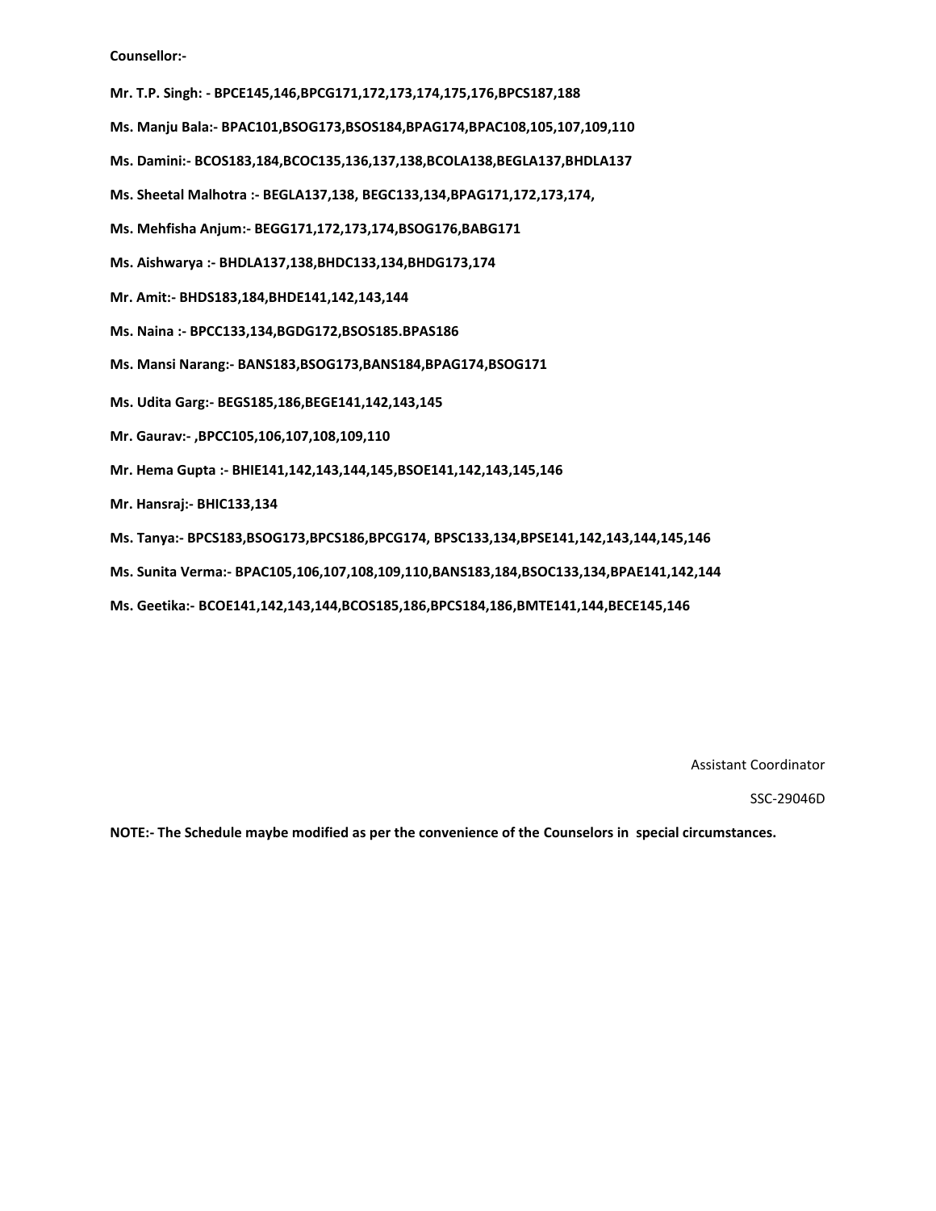**Counsellor:-**

**Mr. T.P. Singh: - BPCE145,146,BPCG171,172,173,174,175,176,BPCS187,188**

**Ms. Manju Bala:- BPAC101,BSOG173,BSOS184,BPAG174,BPAC108,105,107,109,110**

**Ms. Damini:- BCOS183,184,BCOC135,136,137,138,BCOLA138,BEGLA137,BHDLA137**

**Ms. Sheetal Malhotra :- BEGLA137,138, BEGC133,134,BPAG171,172,173,174,**

**Ms. Mehfisha Anjum:- BEGG171,172,173,174,BSOG176,BABG171**

**Ms. Aishwarya :- BHDLA137,138,BHDC133,134,BHDG173,174**

**Mr. Amit:- BHDS183,184,BHDE141,142,143,144**

**Ms. Naina :- BPCC133,134,BGDG172,BSOS185.BPAS186**

**Ms. Mansi Narang:- BANS183,BSOG173,BANS184,BPAG174,BSOG171**

**Ms. Udita Garg:- BEGS185,186,BEGE141,142,143,145**

**Mr. Gaurav:- ,BPCC105,106,107,108,109,110**

**Mr. Hema Gupta :- BHIE141,142,143,144,145,BSOE141,142,143,145,146**

**Mr. Hansraj:- BHIC133,134**

**Ms. Tanya:- BPCS183,BSOG173,BPCS186,BPCG174, BPSC133,134,BPSE141,142,143,144,145,146**

**Ms. Sunita Verma:- BPAC105,106,107,108,109,110,BANS183,184,BSOC133,134,BPAE141,142,144**

**Ms. Geetika:- BCOE141,142,143,144,BCOS185,186,BPCS184,186,BMTE141,144,BECE145,146**

Assistant Coordinator

SSC-29046D

**NOTE:- The Schedule maybe modified as per the convenience of the Counselors in special circumstances.**